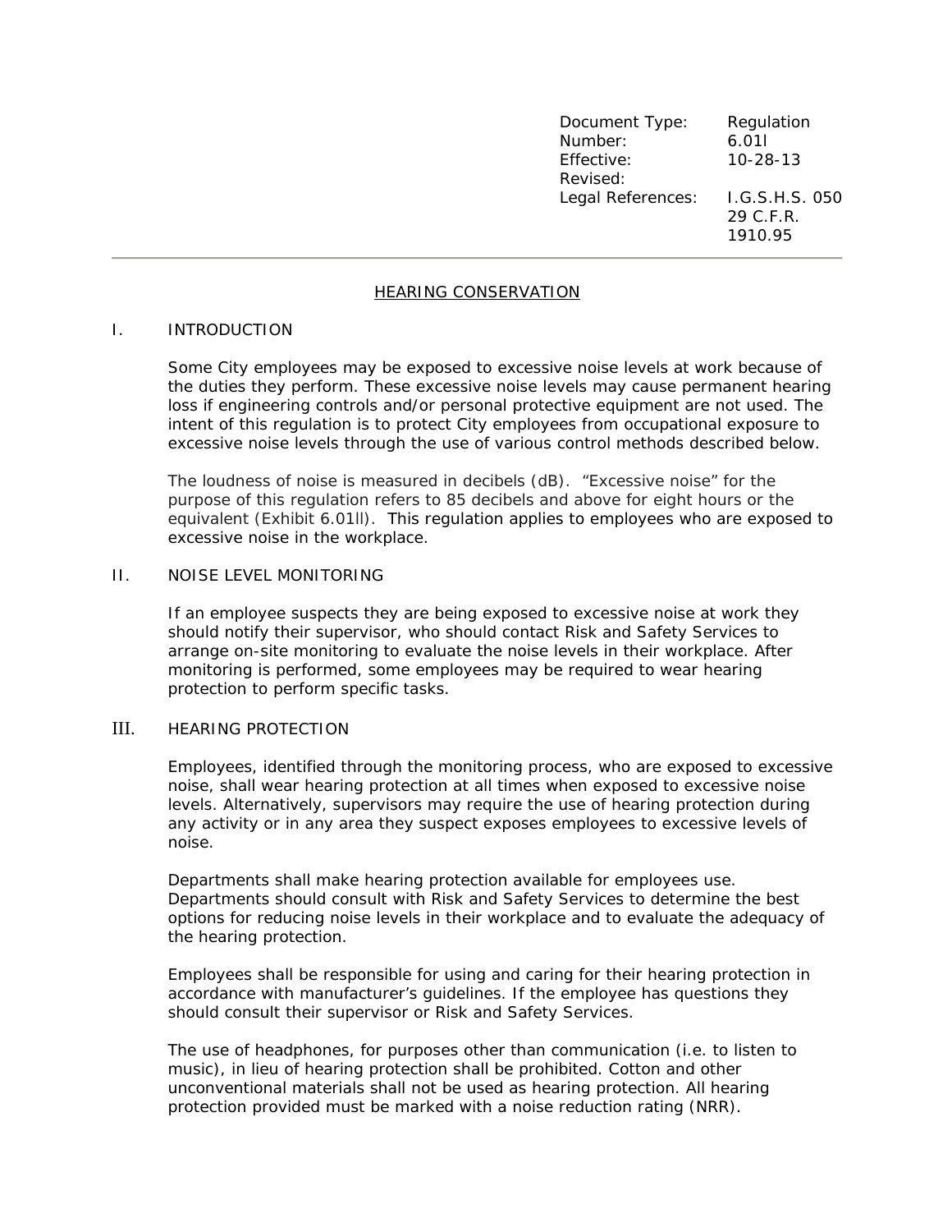| Document Type: | Regulation |
| --- | --- |
| Number: | 6.01l |
| Effective: | 10-28-13 |
| Revised: | |
| Legal References: | I.G.S.H.S. 050<br>29 C.F.R. 1910.95 |

---

# HEARING CONSERVATION

## I. INTRODUCTION

Some City employees may be exposed to excessive noise levels at work because of the duties they perform. These excessive noise levels may cause permanent hearing loss if engineering controls and/or personal protective equipment are not used. The intent of this regulation is to protect City employees from occupational exposure to excessive noise levels through the use of various control methods described below.

The loudness of noise is measured in decibels (dB). "Excessive noise" for the purpose of this regulation refers to 85 decibels and above for eight hours or the equivalent (Exhibit 6.01ll). This regulation applies to employees who are exposed to excessive noise in the workplace.

## II. NOISE LEVEL MONITORING

If an employee suspects they are being exposed to excessive noise at work they should notify their supervisor, who should contact Risk and Safety Services to arrange on-site monitoring to evaluate the noise levels in their workplace. After monitoring is performed, some employees may be required to wear hearing protection to perform specific tasks.

## III. HEARING PROTECTION

Employees, identified through the monitoring process, who are exposed to excessive noise, shall wear hearing protection at all times when exposed to excessive noise levels. Alternatively, supervisors may require the use of hearing protection during any activity or in any area they suspect exposes employees to excessive levels of noise.

Departments shall make hearing protection available for employees use. Departments should consult with Risk and Safety Services to determine the best options for reducing noise levels in their workplace and to evaluate the adequacy of the hearing protection.

Employees shall be responsible for using and caring for their hearing protection in accordance with manufacturer's guidelines. If the employee has questions they should consult their supervisor or Risk and Safety Services.

The use of headphones, for purposes other than communication (i.e. to listen to music), in lieu of hearing protection shall be prohibited. Cotton and other unconventional materials shall not be used as hearing protection. All hearing protection provided must be marked with a noise reduction rating (NRR).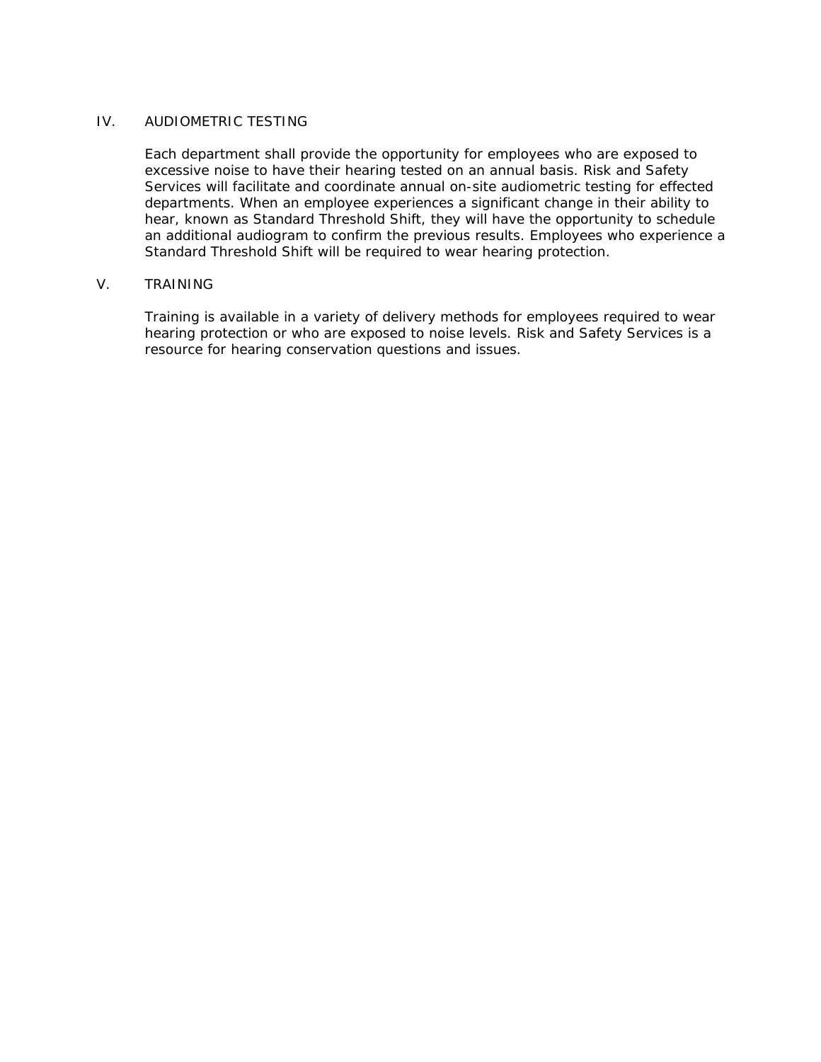## IV. AUDIOMETRIC TESTING

Each department shall provide the opportunity for employees who are exposed to excessive noise to have their hearing tested on an annual basis. Risk and Safety Services will facilitate and coordinate annual on-site audiometric testing for effected departments. When an employee experiences a significant change in their ability to hear, known as Standard Threshold Shift, they will have the opportunity to schedule an additional audiogram to confirm the previous results. Employees who experience a Standard Threshold Shift will be required to wear hearing protection.

## V. TRAINING

Training is available in a variety of delivery methods for employees required to wear hearing protection or who are exposed to noise levels. Risk and Safety Services is a resource for hearing conservation questions and issues.